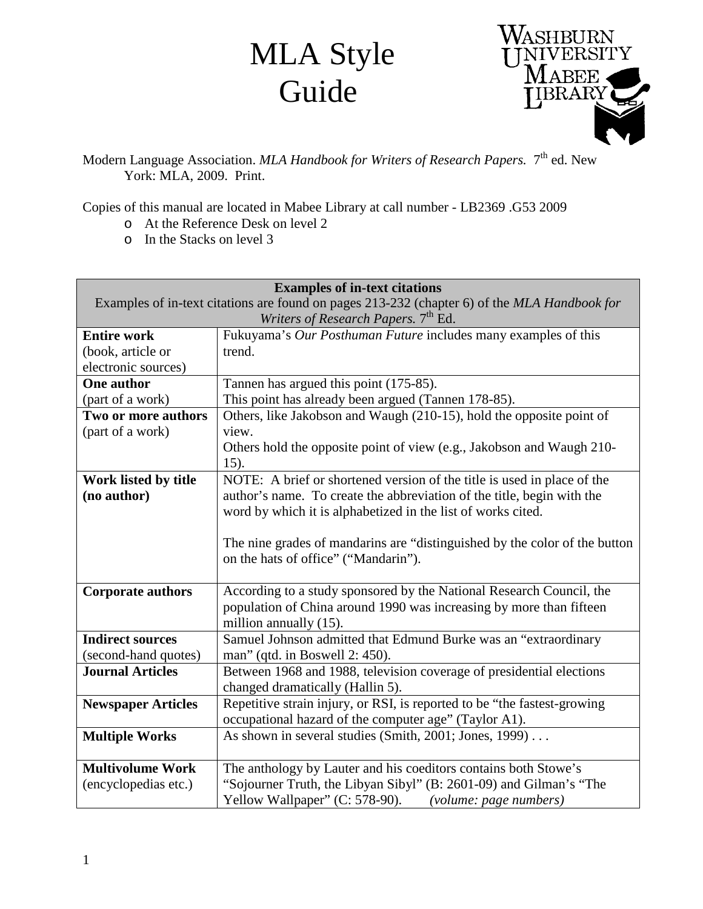# MLA Style Guide

Modern Language Association. *MLA Handbook for Writers of Research Papers.* 7th ed. New York: MLA, 2009. Print.

Copies of this manual are located in Mabee Library at call number - LB2369 .G53 2009

- At the Reference Desk on level 2
- In the Stacks on level 3

| **Examples of in-text citations**<br>Examples of in-text citations are found on pages 213-232 (chapter 6) of the *MLA Handbook for Writers of Research Papers.* 7th Ed. | |
|---|---|
| **Entire work** (book, article or electronic sources) | Fukuyama's *Our Posthuman Future* includes many examples of this trend. |
| **One author** (part of a work) | Tannen has argued this point (175-85).<br>This point has already been argued (Tannen 178-85). |
| **Two or more authors** (part of a work) | Others, like Jakobson and Waugh (210-15), hold the opposite point of view.<br>Others hold the opposite point of view (e.g., Jakobson and Waugh 210-15). |
| **Work listed by title (no author)** | NOTE: A brief or shortened version of the title is used in place of the author's name. To create the abbreviation of the title, begin with the word by which it is alphabetized in the list of works cited.<br><br>The nine grades of mandarins are "distinguished by the color of the button on the hats of office" ("Mandarin"). |
| **Corporate authors** | According to a study sponsored by the National Research Council, the population of China around 1990 was increasing by more than fifteen million annually (15). |
| **Indirect sources** (second-hand quotes) | Samuel Johnson admitted that Edmund Burke was an "extraordinary man" (qtd. in Boswell 2: 450). |
| **Journal Articles** | Between 1968 and 1988, television coverage of presidential elections changed dramatically (Hallin 5). |
| **Newspaper Articles** | Repetitive strain injury, or RSI, is reported to be "the fastest-growing occupational hazard of the computer age" (Taylor A1). |
| **Multiple Works** | As shown in several studies (Smith, 2001; Jones, 1999) . . . |
| **Multivolume Work** (encyclopedias etc.) | The anthology by Lauter and his coeditors contains both Stowe's "Sojourner Truth, the Libyan Sibyl" (B: 2601-09) and Gilman's "The Yellow Wallpaper" (C: 578-90). *(volume: page numbers)* |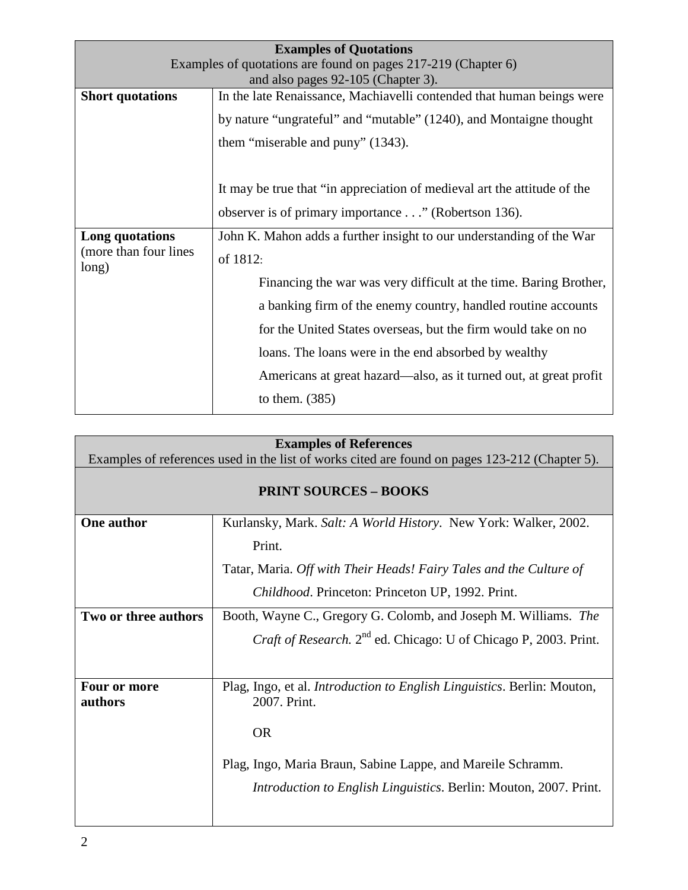| **Examples of Quotations**<br>Examples of quotations are found on pages 217-219 (Chapter 6) and also pages 92-105 (Chapter 3). | |
|---|---|
| **Short quotations** | In the late Renaissance, Machiavelli contended that human beings were by nature "ungrateful" and "mutable" (1240), and Montaigne thought them "miserable and puny" (1343).<br><br>It may be true that "in appreciation of medieval art the attitude of the observer is of primary importance . . ." (Robertson 136). |
| **Long quotations** (more than four lines long) | John K. Mahon adds a further insight to our understanding of the War of 1812:<br>Financing the war was very difficult at the time. Baring Brother, a banking firm of the enemy country, handled routine accounts for the United States overseas, but the firm would take on no loans. The loans were in the end absorbed by wealthy Americans at great hazard—also, as it turned out, at great profit to them. (385) |

| **Examples of References**<br>Examples of references used in the list of works cited are found on pages 123-212 (Chapter 5). | |
|---|---|
| **PRINT SOURCES – BOOKS** | |
| **One author** | Kurlansky, Mark. *Salt: A World History*. New York: Walker, 2002. Print.<br>Tatar, Maria. *Off with Their Heads! Fairy Tales and the Culture of Childhood*. Princeton: Princeton UP, 1992. Print. |
| **Two or three authors** | Booth, Wayne C., Gregory G. Colomb, and Joseph M. Williams. *The Craft of Research.* 2nd ed. Chicago: U of Chicago P, 2003. Print. |
| **Four or more authors** | Plag, Ingo, et al. *Introduction to English Linguistics*. Berlin: Mouton, 2007. Print.<br><br>OR<br><br>Plag, Ingo, Maria Braun, Sabine Lappe, and Mareile Schramm. *Introduction to English Linguistics*. Berlin: Mouton, 2007. Print. |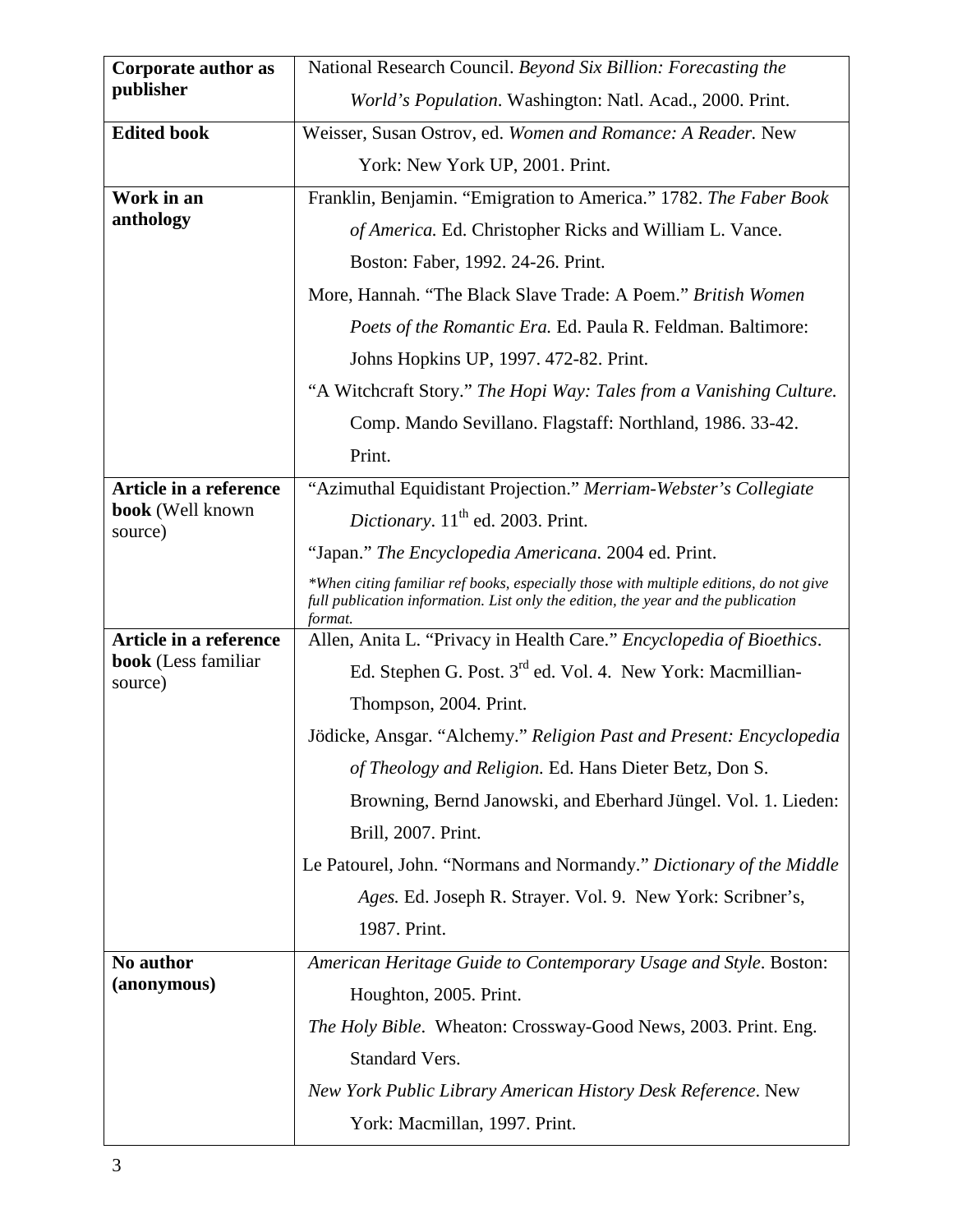| | |
|---|---|
| **Corporate author as publisher** | National Research Council. *Beyond Six Billion: Forecasting the World's Population*. Washington: Natl. Acad., 2000. Print. |
| **Edited book** | Weisser, Susan Ostrov, ed. *Women and Romance: A Reader.* New York: New York UP, 2001. Print. |
| **Work in an anthology** | Franklin, Benjamin. "Emigration to America." 1782. *The Faber Book of America.* Ed. Christopher Ricks and William L. Vance. Boston: Faber, 1992. 24-26. Print.<br>More, Hannah. "The Black Slave Trade: A Poem." *British Women Poets of the Romantic Era.* Ed. Paula R. Feldman. Baltimore: Johns Hopkins UP, 1997. 472-82. Print.<br>"A Witchcraft Story." *The Hopi Way: Tales from a Vanishing Culture.* Comp. Mando Sevillano. Flagstaff: Northland, 1986. 33-42. Print. |
| **Article in a reference book** (Well known source) | "Azimuthal Equidistant Projection." *Merriam-Webster's Collegiate Dictionary*. 11th ed. 2003. Print.<br>"Japan." *The Encyclopedia Americana.* 2004 ed. Print.<br>*\*When citing familiar ref books, especially those with multiple editions, do not give full publication information. List only the edition, the year and the publication format.* |
| **Article in a reference book** (Less familiar source) | Allen, Anita L. "Privacy in Health Care." *Encyclopedia of Bioethics*. Ed. Stephen G. Post. 3rd ed. Vol. 4. New York: Macmillian-Thompson, 2004. Print.<br>Jödicke, Ansgar. "Alchemy." *Religion Past and Present: Encyclopedia of Theology and Religion.* Ed. Hans Dieter Betz, Don S. Browning, Bernd Janowski, and Eberhard Jüngel. Vol. 1. Lieden: Brill, 2007. Print.<br>Le Patourel, John. "Normans and Normandy." *Dictionary of the Middle Ages.* Ed. Joseph R. Strayer. Vol. 9. New York: Scribner's, 1987. Print. |
| **No author (anonymous)** | *American Heritage Guide to Contemporary Usage and Style*. Boston: Houghton, 2005. Print.<br>*The Holy Bible*. Wheaton: Crossway-Good News, 2003. Print. Eng. Standard Vers.<br>*New York Public Library American History Desk Reference*. New York: Macmillan, 1997. Print. |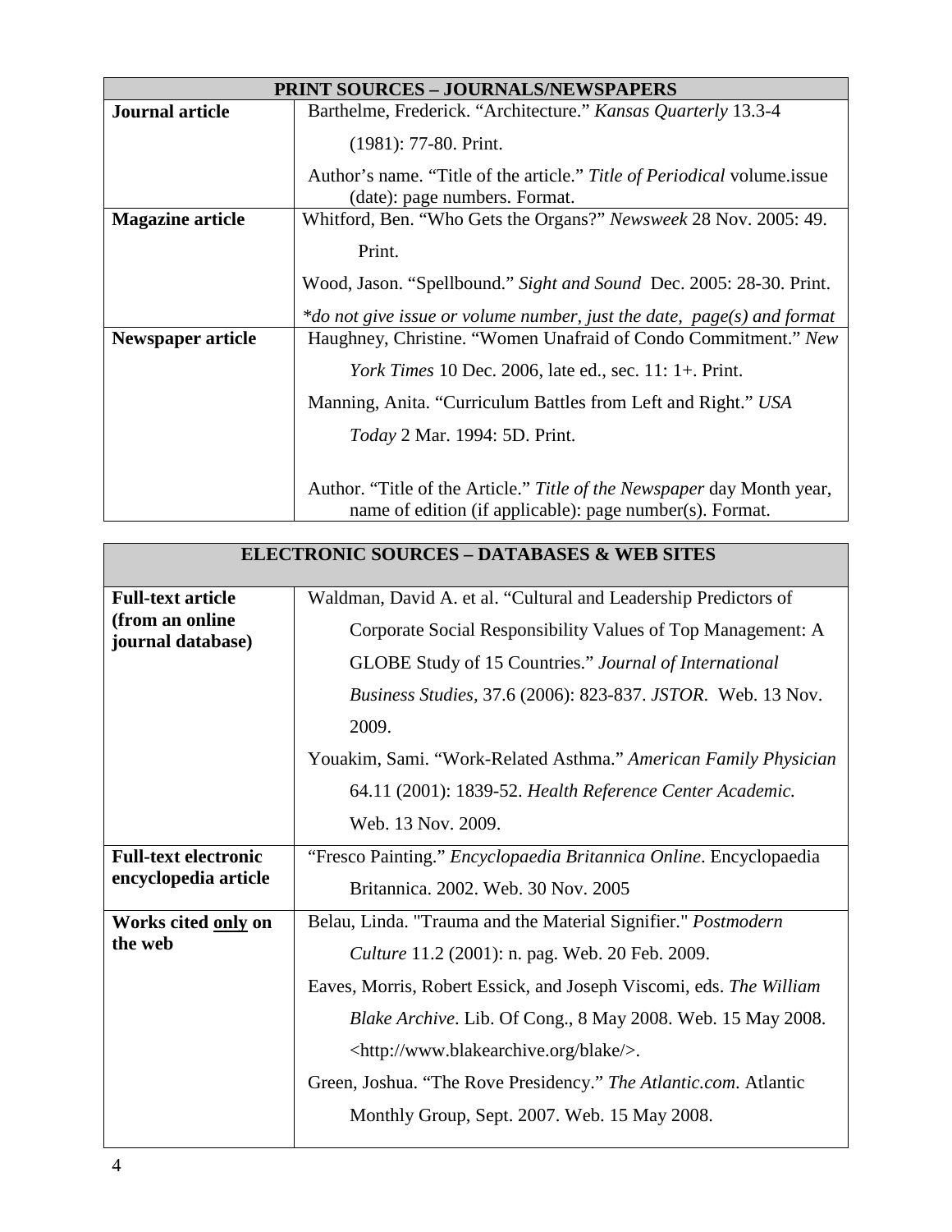| PRINT SOURCES – JOURNALS/NEWSPAPERS | |
|---|---|
| **Journal article** | Barthelme, Frederick. "Architecture." *Kansas Quarterly* 13.3-4 (1981): 77-80. Print.<br><br>Author's name. "Title of the article." *Title of Periodical* volume.issue (date): page numbers. Format. |
| **Magazine article** | Whitford, Ben. "Who Gets the Organs?" *Newsweek* 28 Nov. 2005: 49. Print.<br><br>Wood, Jason. "Spellbound." *Sight and Sound* Dec. 2005: 28-30. Print.<br><br>*\*do not give issue or volume number, just the date, page(s) and format* |
| **Newspaper article** | Haughney, Christine. "Women Unafraid of Condo Commitment." *New York Times* 10 Dec. 2006, late ed., sec. 11: 1+. Print.<br><br>Manning, Anita. "Curriculum Battles from Left and Right." *USA Today* 2 Mar. 1994: 5D. Print.<br><br>Author. "Title of the Article." *Title of the Newspaper* day Month year, name of edition (if applicable): page number(s). Format. |

| ELECTRONIC SOURCES – DATABASES & WEB SITES | |
|---|---|
| **Full-text article (from an online journal database)** | Waldman, David A. et al. "Cultural and Leadership Predictors of Corporate Social Responsibility Values of Top Management: A GLOBE Study of 15 Countries." *Journal of International Business Studies*, 37.6 (2006): 823-837. *JSTOR*. Web. 13 Nov. 2009.<br><br>Youakim, Sami. "Work-Related Asthma." *American Family Physician* 64.11 (2001): 1839-52. *Health Reference Center Academic.* Web. 13 Nov. 2009. |
| **Full-text electronic encyclopedia article** | "Fresco Painting." *Encyclopaedia Britannica Online*. Encyclopaedia Britannica. 2002. Web. 30 Nov. 2005 |
| **Works cited <u>only</u> on the web** | Belau, Linda. "Trauma and the Material Signifier." *Postmodern Culture* 11.2 (2001): n. pag. Web. 20 Feb. 2009.<br><br>Eaves, Morris, Robert Essick, and Joseph Viscomi, eds. *The William Blake Archive*. Lib. Of Cong., 8 May 2008. Web. 15 May 2008. <http://www.blakearchive.org/blake/>.<br><br>Green, Joshua. "The Rove Presidency." *The Atlantic.com*. Atlantic Monthly Group, Sept. 2007. Web. 15 May 2008. |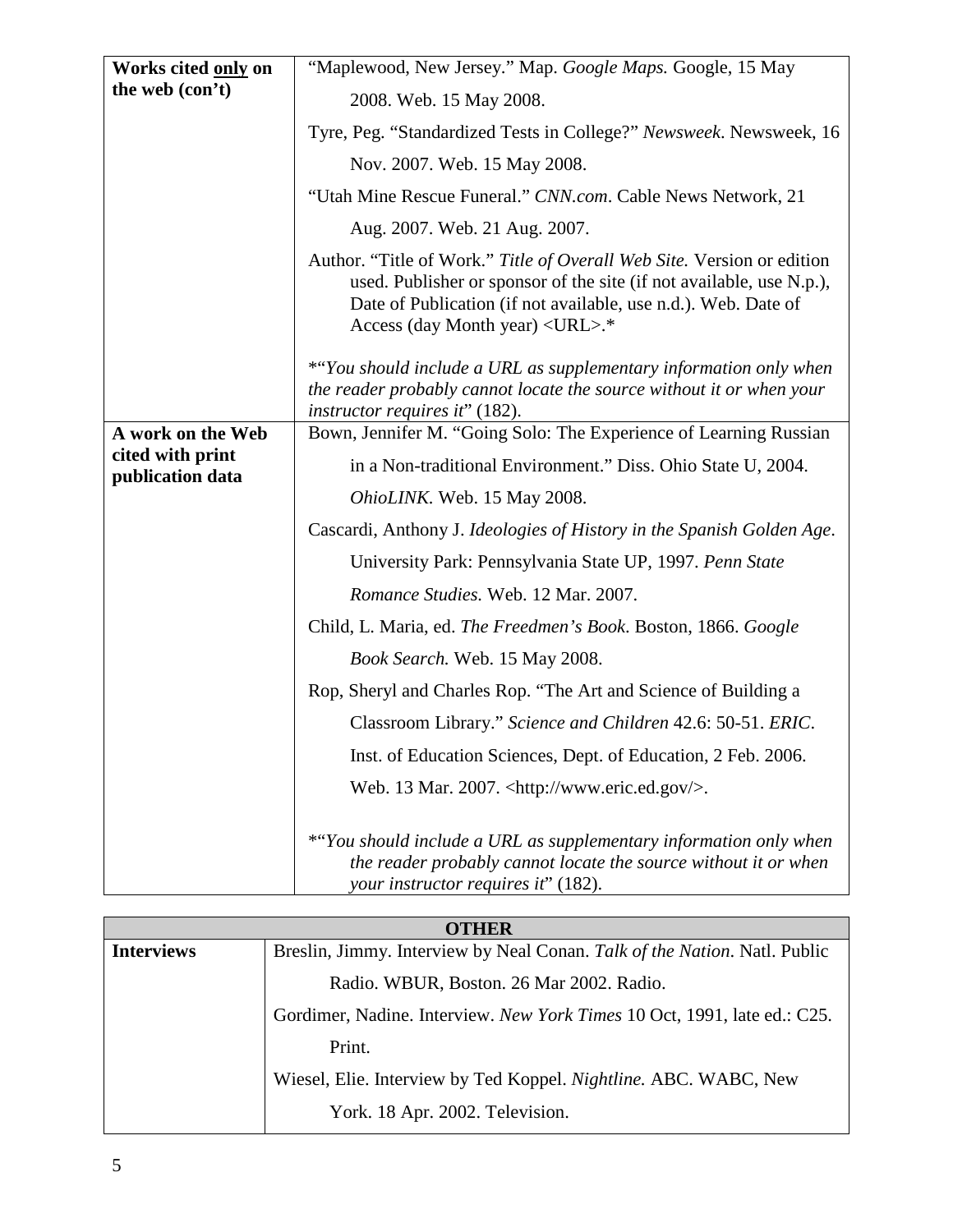| Works cited <u>only</u> on the web (con't) | "Maplewood, New Jersey." Map. *Google Maps.* Google, 15 May 2008. Web. 15 May 2008.<br>Tyre, Peg. "Standardized Tests in College?" *Newsweek*. Newsweek, 16 Nov. 2007. Web. 15 May 2008.<br>"Utah Mine Rescue Funeral." *CNN.com*. Cable News Network, 21 Aug. 2007. Web. 21 Aug. 2007.<br>Author. "Title of Work." *Title of Overall Web Site.* Version or edition used. Publisher or sponsor of the site (if not available, use N.p.), Date of Publication (if not available, use n.d.). Web. Date of Access (day Month year) <URL>.*<br><br>*"*You should include a URL as supplementary information only when the reader probably cannot locate the source without it or when your instructor requires it*" (182). |
|---|---|
| **A work on the Web cited with print publication data** | Bown, Jennifer M. "Going Solo: The Experience of Learning Russian in a Non-traditional Environment." Diss. Ohio State U, 2004. *OhioLINK.* Web. 15 May 2008.<br>Cascardi, Anthony J. *Ideologies of History in the Spanish Golden Age*. University Park: Pennsylvania State UP, 1997. *Penn State Romance Studies.* Web. 12 Mar. 2007.<br>Child, L. Maria, ed. *The Freedmen's Book*. Boston, 1866. *Google Book Search.* Web. 15 May 2008.<br>Rop, Sheryl and Charles Rop. "The Art and Science of Building a Classroom Library." *Science and Children* 42.6: 50-51. *ERIC*. Inst. of Education Sciences, Dept. of Education, 2 Feb. 2006. Web. 13 Mar. 2007. <http://www.eric.ed.gov/>.<br><br>*"*You should include a URL as supplementary information only when the reader probably cannot locate the source without it or when your instructor requires it*" (182). |

| **OTHER** | |
|---|---|
| **Interviews** | Breslin, Jimmy. Interview by Neal Conan. *Talk of the Nation*. Natl. Public Radio. WBUR, Boston. 26 Mar 2002. Radio.<br>Gordimer, Nadine. Interview. *New York Times* 10 Oct, 1991, late ed.: C25. Print.<br>Wiesel, Elie. Interview by Ted Koppel. *Nightline.* ABC. WABC, New York. 18 Apr. 2002. Television. |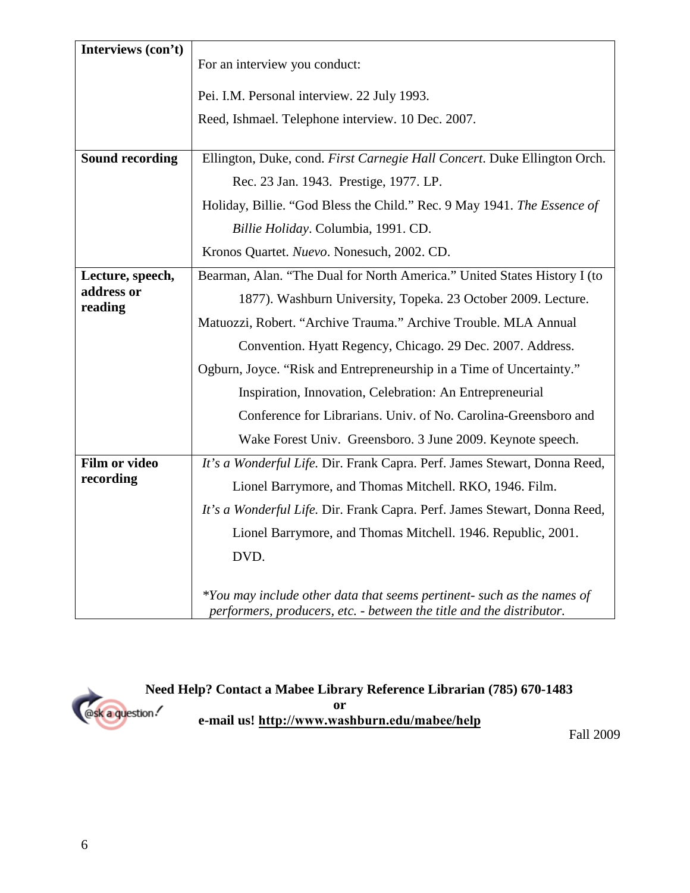| | |
|---|---|
| **Interviews (con't)** | For an interview you conduct:<br><br>Pei. I.M. Personal interview. 22 July 1993.<br>Reed, Ishmael. Telephone interview. 10 Dec. 2007. |
| **Sound recording** | Ellington, Duke, cond. *First Carnegie Hall Concert*. Duke Ellington Orch. Rec. 23 Jan. 1943. Prestige, 1977. LP.<br>Holiday, Billie. "God Bless the Child." Rec. 9 May 1941. *The Essence of Billie Holiday*. Columbia, 1991. CD.<br>Kronos Quartet. *Nuevo*. Nonesuch, 2002. CD. |
| **Lecture, speech, address or reading** | Bearman, Alan. "The Dual for North America." United States History I (to 1877). Washburn University, Topeka. 23 October 2009. Lecture.<br>Matuozzi, Robert. "Archive Trauma." Archive Trouble. MLA Annual Convention. Hyatt Regency, Chicago. 29 Dec. 2007. Address.<br>Ogburn, Joyce. "Risk and Entrepreneurship in a Time of Uncertainty." Inspiration, Innovation, Celebration: An Entrepreneurial Conference for Librarians. Univ. of No. Carolina-Greensboro and Wake Forest Univ. Greensboro. 3 June 2009. Keynote speech. |
| **Film or video recording** | *It's a Wonderful Life.* Dir. Frank Capra. Perf. James Stewart, Donna Reed, Lionel Barrymore, and Thomas Mitchell. RKO, 1946. Film.<br>*It's a Wonderful Life.* Dir. Frank Capra. Perf. James Stewart, Donna Reed, Lionel Barrymore, and Thomas Mitchell. 1946. Republic, 2001. DVD.<br><br>*\*You may include other data that seems pertinent- such as the names of performers, producers, etc. - between the title and the distributor.* |

**Need Help? Contact a Mabee Library Reference Librarian (785) 670-1483**
**or**
**e-mail us! http://www.washburn.edu/mabee/help**

Fall 2009